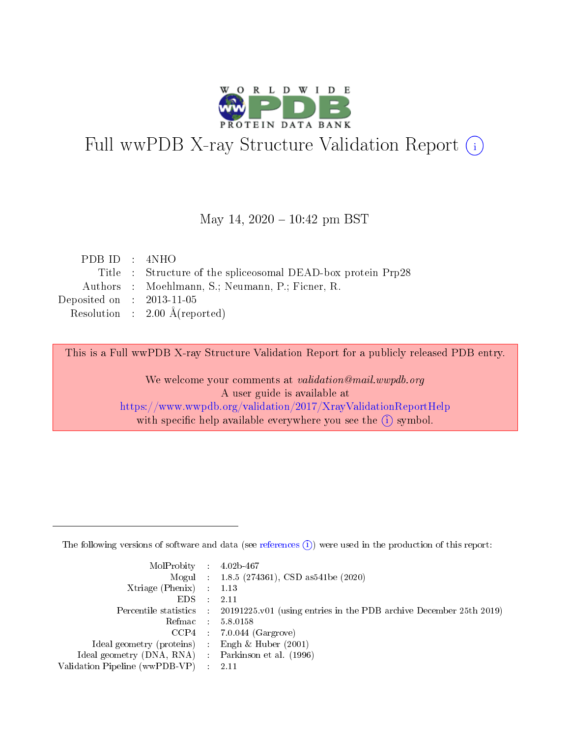# Full wwPDB X-ray Structure Validation Report (i)

May 14, 2020 – 10:42 pm BST

| | | |
|---|---|---|
| PDB ID | : | 4NHO |
| Title | : | Structure of the spliceosomal DEAD-box protein Prp28 |
| Authors | : | Moehlmann, S.; Neumann, P.; Ficner, R. |
| Deposited on | : | 2013-11-05 |
| Resolution | : | 2.00 Å(reported) |

This is a Full wwPDB X-ray Structure Validation Report for a publicly released PDB entry.

We welcome your comments at *validation@mail.wwpdb.org*
A user guide is available at
https://www.wwpdb.org/validation/2017/XrayValidationReportHelp
with specific help available everywhere you see the (i) symbol.

---

The following versions of software and data (see references (i)) were used in the production of this report:

| | | |
|---|---|---|
| MolProbity | : | 4.02b-467 |
| Mogul | : | 1.8.5 (274361), CSD as541be (2020) |
| Xtriage (Phenix) | : | 1.13 |
| EDS | : | 2.11 |
| Percentile statistics | : | 20191225.v01 (using entries in the PDB archive December 25th 2019) |
| Refmac | : | 5.8.0158 |
| CCP4 | : | 7.0.044 (Gargrove) |
| Ideal geometry (proteins) | : | Engh & Huber (2001) |
| Ideal geometry (DNA, RNA) | : | Parkinson et al. (1996) |
| Validation Pipeline (wwPDB-VP) | : | 2.11 |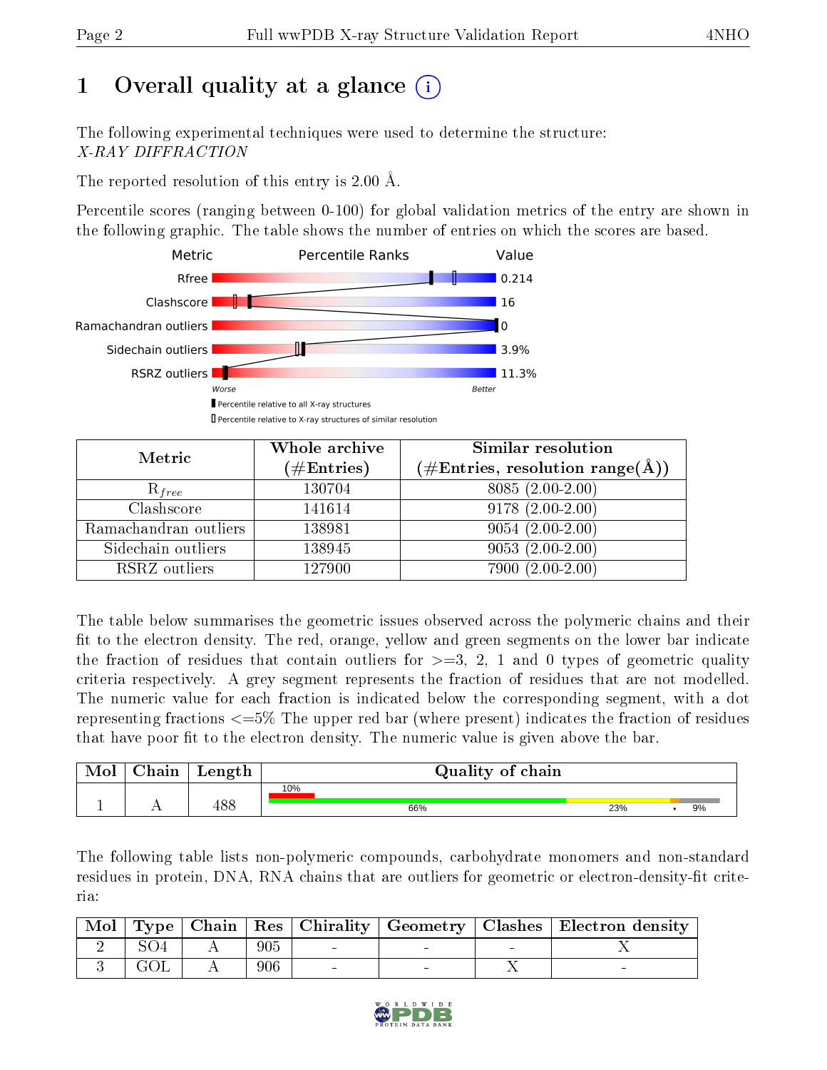# 1 Overall quality at a glance

The following experimental techniques were used to determine the structure: *X-RAY DIFFRACTION*

The reported resolution of this entry is 2.00 Å.

Percentile scores (ranging between 0-100) for global validation metrics of the entry are shown in the following graphic. The table shows the number of entries on which the scores are based.

| Metric | Value |
|---|---|
| Rfree | 0.214 |
| Clashscore | 16 |
| Ramachandran outliers | 0 |
| Sidechain outliers | 3.9% |
| RSRZ outliers | 11.3% |

Worse — Better

- Percentile relative to all X-ray structures
- Percentile relative to X-ray structures of similar resolution

| Metric | Whole archive (#Entries) | Similar resolution (#Entries, resolution range(Å)) |
|---|---|---|
| $R_{free}$ | 130704 | 8085 (2.00-2.00) |
| Clashscore | 141614 | 9178 (2.00-2.00) |
| Ramachandran outliers | 138981 | 9054 (2.00-2.00) |
| Sidechain outliers | 138945 | 9053 (2.00-2.00) |
| RSRZ outliers | 127900 | 7900 (2.00-2.00) |

The table below summarises the geometric issues observed across the polymeric chains and their fit to the electron density. The red, orange, yellow and green segments on the lower bar indicate the fraction of residues that contain outliers for >=3, 2, 1 and 0 types of geometric quality criteria respectively. A grey segment represents the fraction of residues that are not modelled. The numeric value for each fraction is indicated below the corresponding segment, with a dot representing fractions <=5% The upper red bar (where present) indicates the fraction of residues that have poor fit to the electron density. The numeric value is given above the bar.

| Mol | Chain | Length | Quality of chain |
|---|---|---|---|
| 1 | A | 488 | 10% (poor fit); 66% green, 23% yellow, • orange, 9% grey |

The following table lists non-polymeric compounds, carbohydrate monomers and non-standard residues in protein, DNA, RNA chains that are outliers for geometric or electron-density-fit criteria:

| Mol | Type | Chain | Res | Chirality | Geometry | Clashes | Electron density |
|---|---|---|---|---|---|---|---|
| 2 | SO4 | A | 905 | - | - | - | X |
| 3 | GOL | A | 906 | - | - | X | - |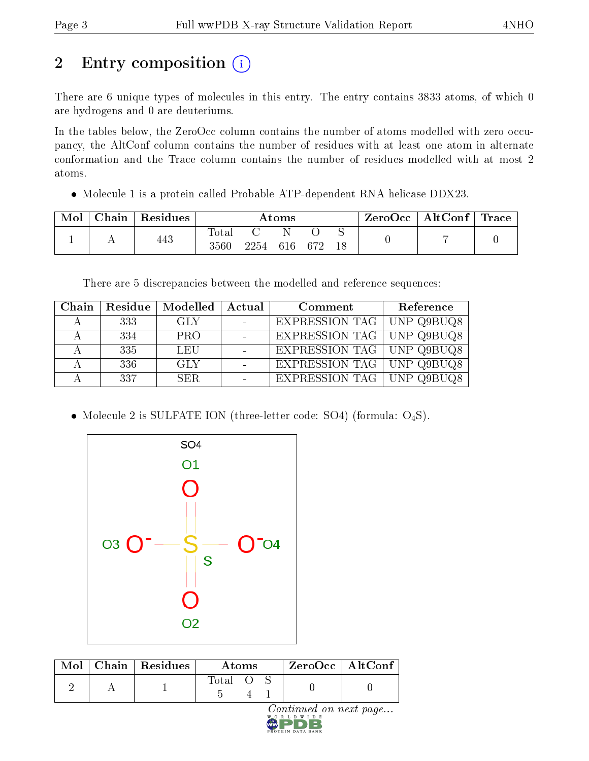## 2 Entry composition

There are 6 unique types of molecules in this entry. The entry contains 3833 atoms, of which 0 are hydrogens and 0 are deuteriums.

In the tables below, the ZeroOcc column contains the number of atoms modelled with zero occupancy, the AltConf column contains the number of residues with at least one atom in alternate conformation and the Trace column contains the number of residues modelled with at most 2 atoms.

- Molecule 1 is a protein called Probable ATP-dependent RNA helicase DDX23.

| Mol | Chain | Residues | Atoms | | | | | ZeroOcc | AltConf | Trace |
|---|---|---|---|---|---|---|---|---|---|---|
| | | | Total | C | N | O | S | | | |
| 1 | A | 443 | 3560 | 2254 | 616 | 672 | 18 | 0 | 7 | 0 |

There are 5 discrepancies between the modelled and reference sequences:

| Chain | Residue | Modelled | Actual | Comment | Reference |
|---|---|---|---|---|---|
| A | 333 | GLY | - | EXPRESSION TAG | UNP Q9BUQ8 |
| A | 334 | PRO | - | EXPRESSION TAG | UNP Q9BUQ8 |
| A | 335 | LEU | - | EXPRESSION TAG | UNP Q9BUQ8 |
| A | 336 | GLY | - | EXPRESSION TAG | UNP Q9BUQ8 |
| A | 337 | SER | - | EXPRESSION TAG | UNP Q9BUQ8 |

- Molecule 2 is SULFATE ION (three-letter code: SO4) (formula: $O_4S$).

| Mol | Chain | Residues | Atoms | | | ZeroOcc | AltConf |
|---|---|---|---|---|---|---|---|
| | | | Total | O | S | | |
| 2 | A | 1 | 5 | 4 | 1 | 0 | 0 |

*Continued on next page...*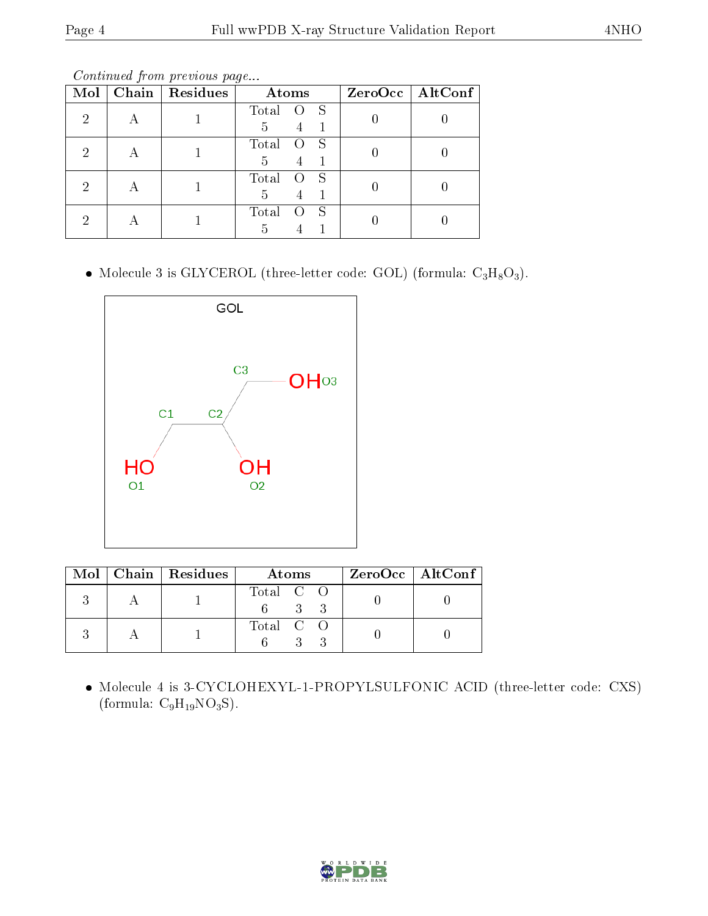*Continued from previous page...*

| Mol | Chain | Residues | Atoms | ZeroOcc | AltConf |
|---|---|---|---|---|---|
| 2 | A | 1 | Total O S<br>5 4 1 | 0 | 0 |
| 2 | A | 1 | Total O S<br>5 4 1 | 0 | 0 |
| 2 | A | 1 | Total O S<br>5 4 1 | 0 | 0 |
| 2 | A | 1 | Total O S<br>5 4 1 | 0 | 0 |

- Molecule 3 is GLYCEROL (three-letter code: GOL) (formula: $C_3H_8O_3$).

| Mol | Chain | Residues | Atoms | ZeroOcc | AltConf |
|---|---|---|---|---|---|
| 3 | A | 1 | Total C O<br>6 3 3 | 0 | 0 |
| 3 | A | 1 | Total C O<br>6 3 3 | 0 | 0 |

- Molecule 4 is 3-CYCLOHEXYL-1-PROPYLSULFONIC ACID (three-letter code: CXS) (formula: $C_9H_{19}NO_3S$).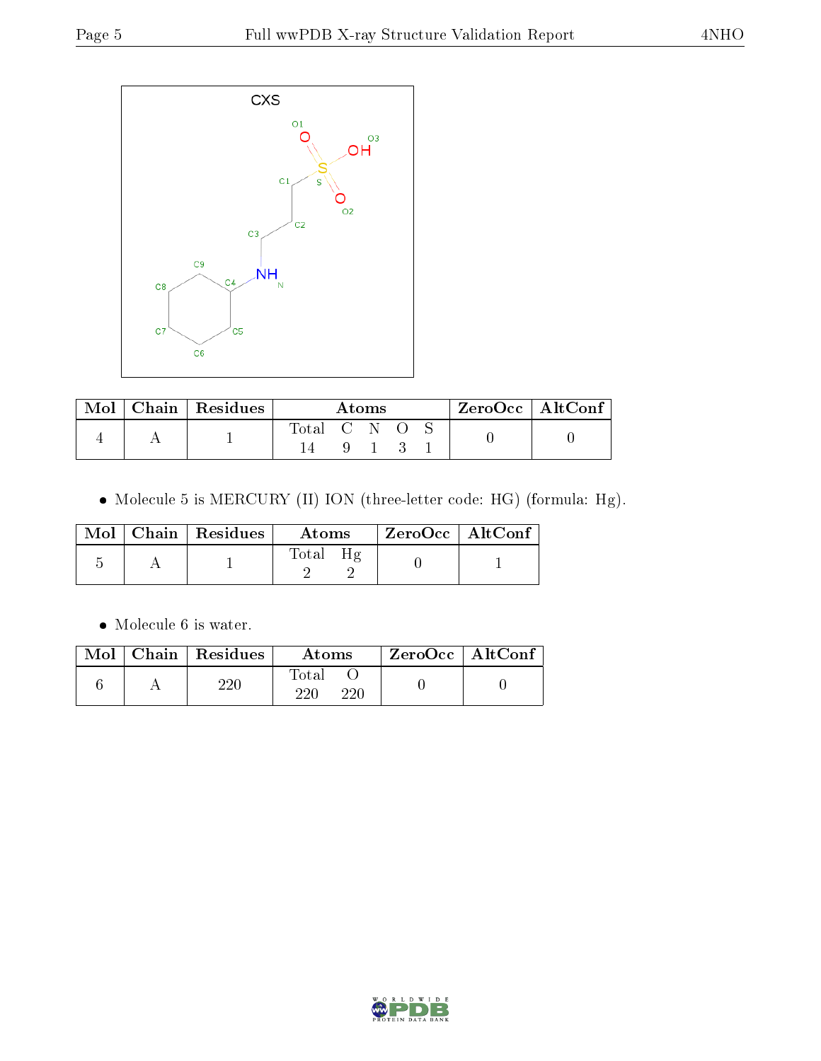CXS

| Mol | Chain | Residues | Atoms | | | | | ZeroOcc | AltConf |
|---|---|---|---|---|---|---|---|---|---|
| | | | Total | C | N | O | S | | |
| 4 | A | 1 | 14 | 9 | 1 | 3 | 1 | 0 | 0 |

- Molecule 5 is MERCURY (II) ION (three-letter code: HG) (formula: Hg).

| Mol | Chain | Residues | Atoms | | ZeroOcc | AltConf |
|---|---|---|---|---|---|---|
| | | | Total | Hg | | |
| 5 | A | 1 | 2 | 2 | 0 | 1 |

- Molecule 6 is water.

| Mol | Chain | Residues | Atoms | | ZeroOcc | AltConf |
|---|---|---|---|---|---|---|
| | | | Total | O | | |
| 6 | A | 220 | 220 | 220 | 0 | 0 |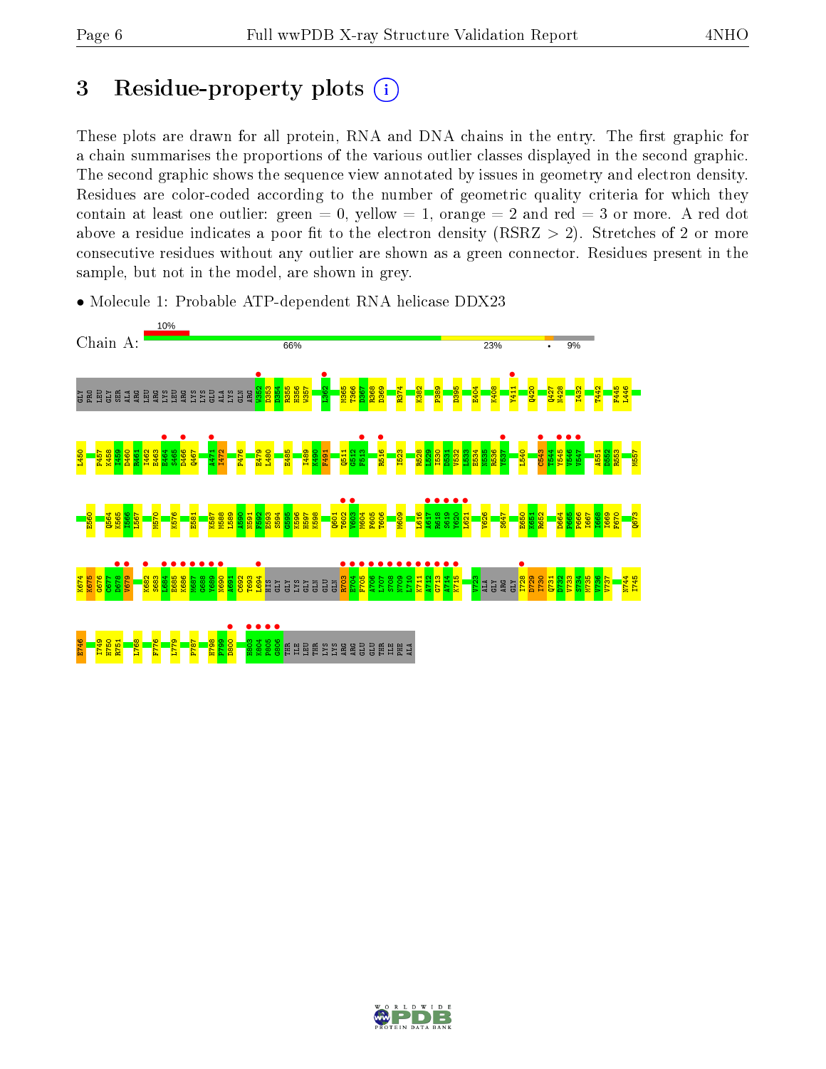# 3 Residue-property plots

These plots are drawn for all protein, RNA and DNA chains in the entry. The first graphic for a chain summarises the proportions of the various outlier classes displayed in the second graphic. The second graphic shows the sequence view annotated by issues in geometry and electron density. Residues are color-coded according to the number of geometric quality criteria for which they contain at least one outlier: green = 0, yellow = 1, orange = 2 and red = 3 or more. A red dot above a residue indicates a poor fit to the electron density (RSRZ > 2). Stretches of 2 or more consecutive residues without any outlier are shown as a green connector. Residues present in the sample, but not in the model, are shown in grey.

- Molecule 1: Probable ATP-dependent RNA helicase DDX23

Chain A: 10% | 66% | 23% | • | 9%

GLY PRO LEU GLY SER ALA ARG LEU ARG LYS LEU ARG LYS LYS GLU ALA LYS GLN ARG W352 D353 D354 R355 H356 W357 L362 M365 T366 D367 R368 D369 R374 K382 P389 D395 E404 K408 Y411 Q420 Q427 N428 I432 T442 F445 L446 L450 P457 K458 T459 D460 R461 I462 E463 E464 S465 D466 Q467 A471 I472 P476 E479 L480 E485 I489 V490 F491 Q511 G512 R513 R516 I523 R528 L529 I530 D531 V532 L533 E534 N535 R536 Y537 L540 C543 T544 Y545 V546 V547 A551 D552 R553 M557 E560 Q564 K565 I566 L567 M570 K576 E581 K587 M588 L589 A590 N591 F592 E593 S594 G595 K596 H597 K598 Q601 T602 V603 M604 F605 T606 M609 L616 A617 R618 S619 Y620 L621 V626 S647 E650 K651 R652 D664 F665 E666 K667 I668 I669 F670 Q673 K674 K675 G676 C677 D678 V679 K682 S683 L684 E685 K686 M687 G688 Y689 N690 A691 C692 T693 L694 HIS GLY LYS GLY GLN GLU GLN R703 E704 F705 A706 L707 S708 N709 L710 K711 A712 C713 A714 K715 V723 ALA GLY ARG GLY I728 D729 I730 Q731 D732 V733 S734 M735 V736 V737 N744 I745 E746 I749 H750 R751 L768 F776 L779 P787 H798 P799 D800 H803 K804 P805 G806 THR ILE LEU THR LYS ARG ARG GLU GLU THR ILE PHE ALA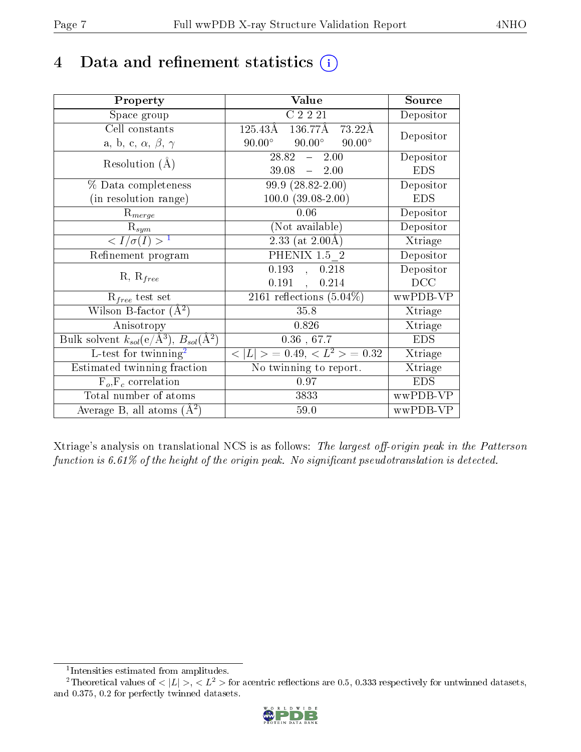# 4 Data and refinement statistics (i)

| Property | Value | Source |
|---|---|---|
| Space group | C 2 2 21 | Depositor |
| Cell constants<br>a, b, c, $\alpha$, $\beta$, $\gamma$ | 125.43Å 136.77Å 73.22Å<br>90.00° 90.00° 90.00° | Depositor |
| Resolution (Å) | 28.82 – 2.00<br>39.08 – 2.00 | Depositor<br>EDS |
| % Data completeness<br>(in resolution range) | 99.9 (28.82-2.00)<br>100.0 (39.08-2.00) | Depositor<br>EDS |
| $R_{merge}$ | 0.06 | Depositor |
| $R_{sym}$ | (Not available) | Depositor |
| $< I/\sigma(I) >$ [1] | 2.33 (at 2.00Å) | Xtriage |
| Refinement program | PHENIX 1.5_2 | Depositor |
| R, $R_{free}$ | 0.193 , 0.218<br>0.191 , 0.214 | Depositor<br>DCC |
| $R_{free}$ test set | 2161 reflections (5.04%) | wwPDB-VP |
| Wilson B-factor (Å$^2$) | 35.8 | Xtriage |
| Anisotropy | 0.826 | Xtriage |
| Bulk solvent $k_{sol}$(e/Å$^3$), $B_{sol}$(Å$^2$) | 0.36 , 67.7 | EDS |
| L-test for twinning[2] | $< \lvert L \rvert > = 0.49$, $< L^2 > = 0.32$ | Xtriage |
| Estimated twinning fraction | No twinning to report. | Xtriage |
| $F_o$,$F_c$ correlation | 0.97 | EDS |
| Total number of atoms | 3833 | wwPDB-VP |
| Average B, all atoms (Å$^2$) | 59.0 | wwPDB-VP |

Xtriage's analysis on translational NCS is as follows: *The largest off-origin peak in the Patterson function is 6.61% of the height of the origin peak. No significant pseudotranslation is detected.*

[1] Intensities estimated from amplitudes.

[2] Theoretical values of $< \lvert L \rvert >$, $< L^2 >$ for acentric reflections are 0.5, 0.333 respectively for untwinned datasets, and 0.375, 0.2 for perfectly twinned datasets.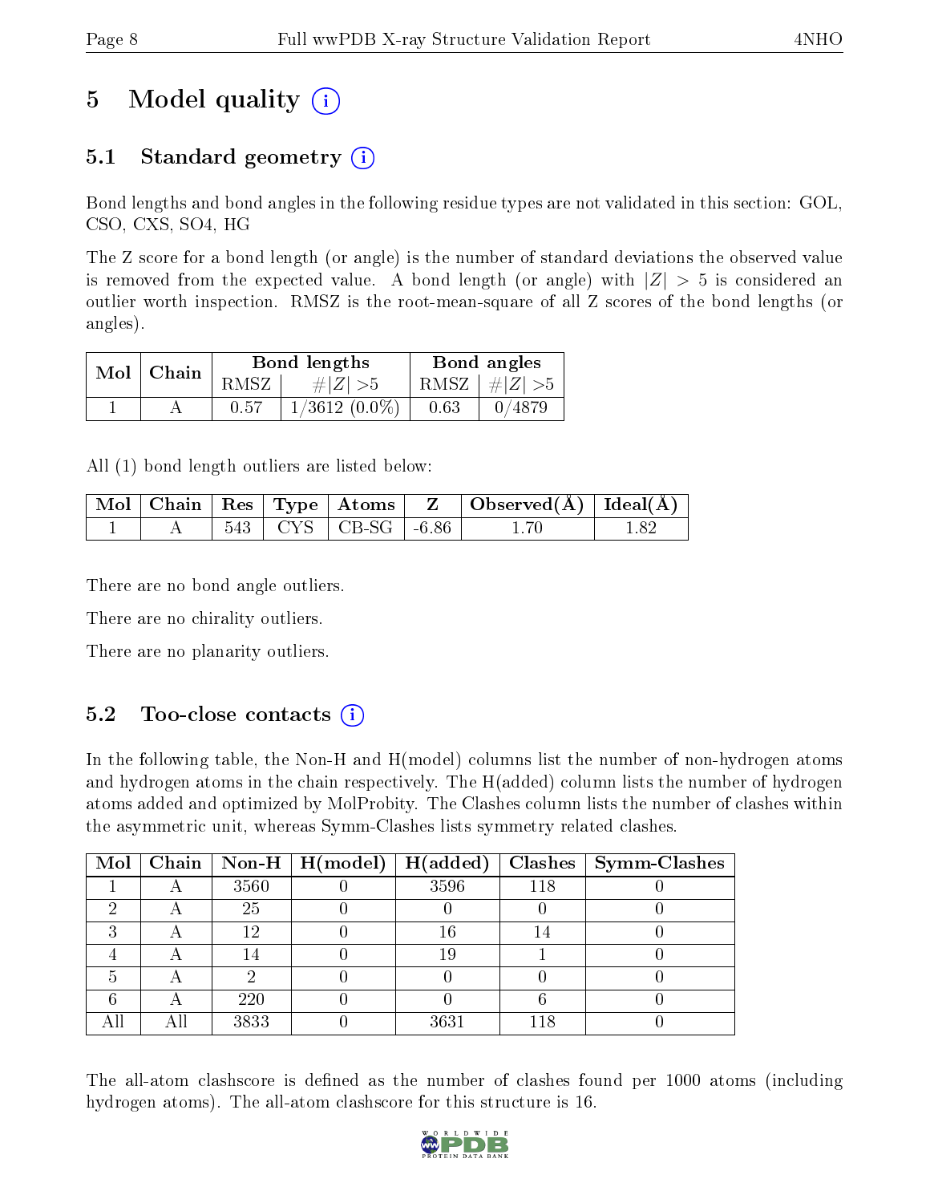# 5 Model quality (i)

## 5.1 Standard geometry (i)

Bond lengths and bond angles in the following residue types are not validated in this section: GOL, CSO, CXS, SO4, HG

The Z score for a bond length (or angle) is the number of standard deviations the observed value is removed from the expected value. A bond length (or angle) with $|Z| > 5$ is considered an outlier worth inspection. RMSZ is the root-mean-square of all Z scores of the bond lengths (or angles).

| Mol | Chain | Bond lengths | | Bond angles | |
|---|---|---|---|---|---|
| | | RMSZ | $\#|Z| > 5$ | RMSZ | $\#|Z| > 5$ |
| 1 | A | 0.57 | 1/3612 (0.0%) | 0.63 | 0/4879 |

All (1) bond length outliers are listed below:

| Mol | Chain | Res | Type | Atoms | Z | Observed(Å) | Ideal(Å) |
|---|---|---|---|---|---|---|---|
| 1 | A | 543 | CYS | CB-SG | -6.86 | 1.70 | 1.82 |

There are no bond angle outliers.

There are no chirality outliers.

There are no planarity outliers.

## 5.2 Too-close contacts (i)

In the following table, the Non-H and H(model) columns list the number of non-hydrogen atoms and hydrogen atoms in the chain respectively. The H(added) column lists the number of hydrogen atoms added and optimized by MolProbity. The Clashes column lists the number of clashes within the asymmetric unit, whereas Symm-Clashes lists symmetry related clashes.

| Mol | Chain | Non-H | H(model) | H(added) | Clashes | Symm-Clashes |
|---|---|---|---|---|---|---|
| 1 | A | 3560 | 0 | 3596 | 118 | 0 |
| 2 | A | 25 | 0 | 0 | 0 | 0 |
| 3 | A | 12 | 0 | 16 | 14 | 0 |
| 4 | A | 14 | 0 | 19 | 1 | 0 |
| 5 | A | 2 | 0 | 0 | 0 | 0 |
| 6 | A | 220 | 0 | 0 | 6 | 0 |
| All | All | 3833 | 0 | 3631 | 118 | 0 |

The all-atom clashscore is defined as the number of clashes found per 1000 atoms (including hydrogen atoms). The all-atom clashscore for this structure is 16.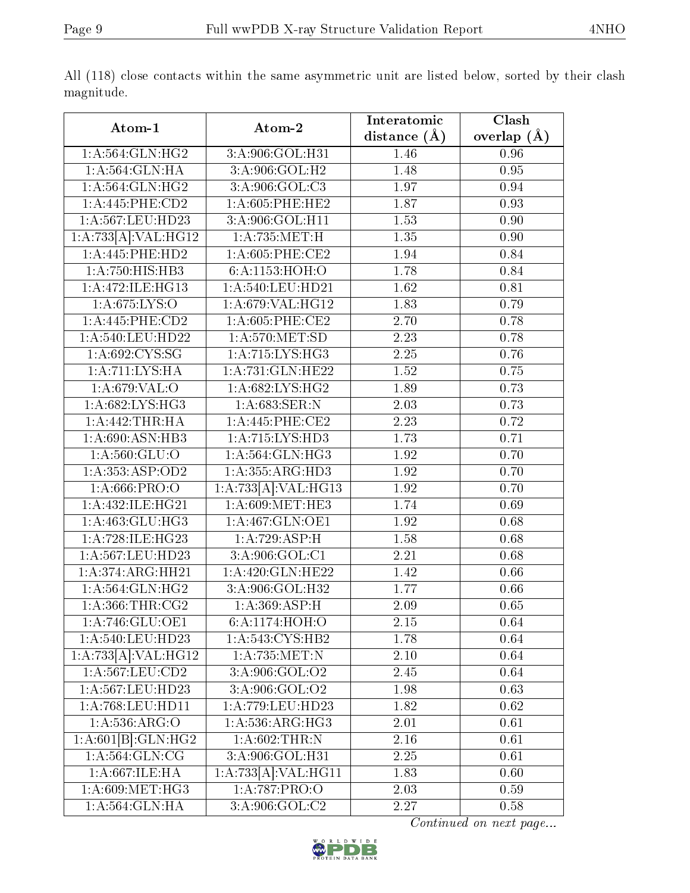All (118) close contacts within the same asymmetric unit are listed below, sorted by their clash magnitude.

| Atom-1 | Atom-2 | Interatomic distance (Å) | Clash overlap (Å) |
|---|---|---|---|
| 1:A:564:GLN:HG2 | 3:A:906:GOL:H31 | 1.46 | 0.96 |
| 1:A:564:GLN:HA | 3:A:906:GOL:H2 | 1.48 | 0.95 |
| 1:A:564:GLN:HG2 | 3:A:906:GOL:C3 | 1.97 | 0.94 |
| 1:A:445:PHE:CD2 | 1:A:605:PHE:HE2 | 1.87 | 0.93 |
| 1:A:567:LEU:HD23 | 3:A:906:GOL:H11 | 1.53 | 0.90 |
| 1:A:733[A]:VAL:HG12 | 1:A:735:MET:H | 1.35 | 0.90 |
| 1:A:445:PHE:HD2 | 1:A:605:PHE:CE2 | 1.94 | 0.84 |
| 1:A:750:HIS:HB3 | 6:A:1153:HOH:O | 1.78 | 0.84 |
| 1:A:472:ILE:HG13 | 1:A:540:LEU:HD21 | 1.62 | 0.81 |
| 1:A:675:LYS:O | 1:A:679:VAL:HG12 | 1.83 | 0.79 |
| 1:A:445:PHE:CD2 | 1:A:605:PHE:CE2 | 2.70 | 0.78 |
| 1:A:540:LEU:HD22 | 1:A:570:MET:SD | 2.23 | 0.78 |
| 1:A:692:CYS:SG | 1:A:715:LYS:HG3 | 2.25 | 0.76 |
| 1:A:711:LYS:HA | 1:A:731:GLN:HE22 | 1.52 | 0.75 |
| 1:A:679:VAL:O | 1:A:682:LYS:HG2 | 1.89 | 0.73 |
| 1:A:682:LYS:HG3 | 1:A:683:SER:N | 2.03 | 0.73 |
| 1:A:442:THR:HA | 1:A:445:PHE:CE2 | 2.23 | 0.72 |
| 1:A:690:ASN:HB3 | 1:A:715:LYS:HD3 | 1.73 | 0.71 |
| 1:A:560:GLU:O | 1:A:564:GLN:HG3 | 1.92 | 0.70 |
| 1:A:353:ASP:OD2 | 1:A:355:ARG:HD3 | 1.92 | 0.70 |
| 1:A:666:PRO:O | 1:A:733[A]:VAL:HG13 | 1.92 | 0.70 |
| 1:A:432:ILE:HG21 | 1:A:609:MET:HE3 | 1.74 | 0.69 |
| 1:A:463:GLU:HG3 | 1:A:467:GLN:OE1 | 1.92 | 0.68 |
| 1:A:728:ILE:HG23 | 1:A:729:ASP:H | 1.58 | 0.68 |
| 1:A:567:LEU:HD23 | 3:A:906:GOL:C1 | 2.21 | 0.68 |
| 1:A:374:ARG:HH21 | 1:A:420:GLN:HE22 | 1.42 | 0.66 |
| 1:A:564:GLN:HG2 | 3:A:906:GOL:H32 | 1.77 | 0.66 |
| 1:A:366:THR:CG2 | 1:A:369:ASP:H | 2.09 | 0.65 |
| 1:A:746:GLU:OE1 | 6:A:1174:HOH:O | 2.15 | 0.64 |
| 1:A:540:LEU:HD23 | 1:A:543:CYS:HB2 | 1.78 | 0.64 |
| 1:A:733[A]:VAL:HG12 | 1:A:735:MET:N | 2.10 | 0.64 |
| 1:A:567:LEU:CD2 | 3:A:906:GOL:O2 | 2.45 | 0.64 |
| 1:A:567:LEU:HD23 | 3:A:906:GOL:O2 | 1.98 | 0.63 |
| 1:A:768:LEU:HD11 | 1:A:779:LEU:HD23 | 1.82 | 0.62 |
| 1:A:536:ARG:O | 1:A:536:ARG:HG3 | 2.01 | 0.61 |
| 1:A:601[B]:GLN:HG2 | 1:A:602:THR:N | 2.16 | 0.61 |
| 1:A:564:GLN:CG | 3:A:906:GOL:H31 | 2.25 | 0.61 |
| 1:A:667:ILE:HA | 1:A:733[A]:VAL:HG11 | 1.83 | 0.60 |
| 1:A:609:MET:HG3 | 1:A:787:PRO:O | 2.03 | 0.59 |
| 1:A:564:GLN:HA | 3:A:906:GOL:C2 | 2.27 | 0.58 |

*Continued on next page...*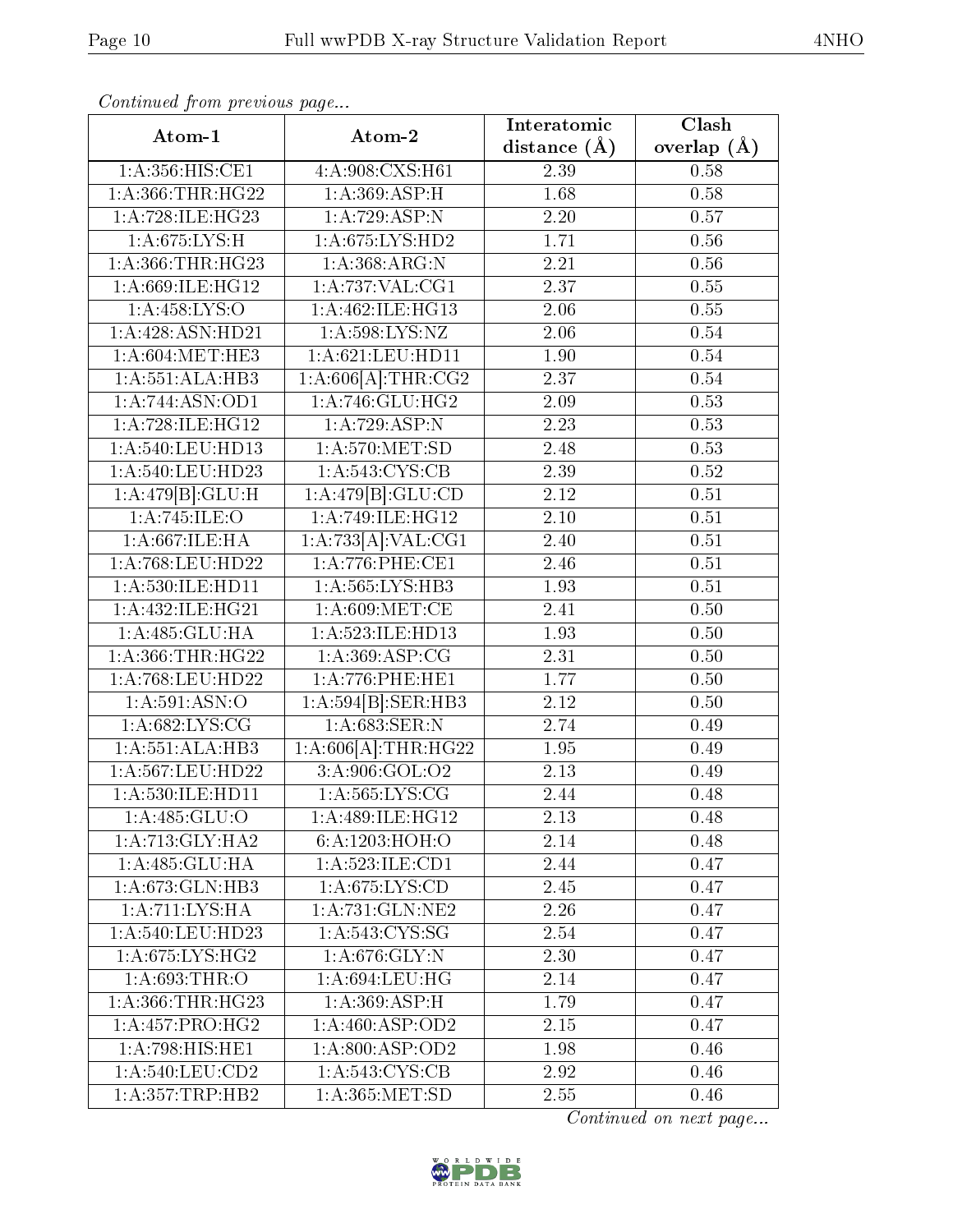*Continued from previous page...*

| Atom-1 | Atom-2 | Interatomic distance (Å) | Clash overlap (Å) |
|---|---|---|---|
| 1:A:356:HIS:CE1 | 4:A:908:CXS:H61 | 2.39 | 0.58 |
| 1:A:366:THR:HG22 | 1:A:369:ASP:H | 1.68 | 0.58 |
| 1:A:728:ILE:HG23 | 1:A:729:ASP:N | 2.20 | 0.57 |
| 1:A:675:LYS:H | 1:A:675:LYS:HD2 | 1.71 | 0.56 |
| 1:A:366:THR:HG23 | 1:A:368:ARG:N | 2.21 | 0.56 |
| 1:A:669:ILE:HG12 | 1:A:737:VAL:CG1 | 2.37 | 0.55 |
| 1:A:458:LYS:O | 1:A:462:ILE:HG13 | 2.06 | 0.55 |
| 1:A:428:ASN:HD21 | 1:A:598:LYS:NZ | 2.06 | 0.54 |
| 1:A:604:MET:HE3 | 1:A:621:LEU:HD11 | 1.90 | 0.54 |
| 1:A:551:ALA:HB3 | 1:A:606[A]:THR:CG2 | 2.37 | 0.54 |
| 1:A:744:ASN:OD1 | 1:A:746:GLU:HG2 | 2.09 | 0.53 |
| 1:A:728:ILE:HG12 | 1:A:729:ASP:N | 2.23 | 0.53 |
| 1:A:540:LEU:HD13 | 1:A:570:MET:SD | 2.48 | 0.53 |
| 1:A:540:LEU:HD23 | 1:A:543:CYS:CB | 2.39 | 0.52 |
| 1:A:479[B]:GLU:H | 1:A:479[B]:GLU:CD | 2.12 | 0.51 |
| 1:A:745:ILE:O | 1:A:749:ILE:HG12 | 2.10 | 0.51 |
| 1:A:667:ILE:HA | 1:A:733[A]:VAL:CG1 | 2.40 | 0.51 |
| 1:A:768:LEU:HD22 | 1:A:776:PHE:CE1 | 2.46 | 0.51 |
| 1:A:530:ILE:HD11 | 1:A:565:LYS:HB3 | 1.93 | 0.51 |
| 1:A:432:ILE:HG21 | 1:A:609:MET:CE | 2.41 | 0.50 |
| 1:A:485:GLU:HA | 1:A:523:ILE:HD13 | 1.93 | 0.50 |
| 1:A:366:THR:HG22 | 1:A:369:ASP:CG | 2.31 | 0.50 |
| 1:A:768:LEU:HD22 | 1:A:776:PHE:HE1 | 1.77 | 0.50 |
| 1:A:591:ASN:O | 1:A:594[B]:SER:HB3 | 2.12 | 0.50 |
| 1:A:682:LYS:CG | 1:A:683:SER:N | 2.74 | 0.49 |
| 1:A:551:ALA:HB3 | 1:A:606[A]:THR:HG22 | 1.95 | 0.49 |
| 1:A:567:LEU:HD22 | 3:A:906:GOL:O2 | 2.13 | 0.49 |
| 1:A:530:ILE:HD11 | 1:A:565:LYS:CG | 2.44 | 0.48 |
| 1:A:485:GLU:O | 1:A:489:ILE:HG12 | 2.13 | 0.48 |
| 1:A:713:GLY:HA2 | 6:A:1203:HOH:O | 2.14 | 0.48 |
| 1:A:485:GLU:HA | 1:A:523:ILE:CD1 | 2.44 | 0.47 |
| 1:A:673:GLN:HB3 | 1:A:675:LYS:CD | 2.45 | 0.47 |
| 1:A:711:LYS:HA | 1:A:731:GLN:NE2 | 2.26 | 0.47 |
| 1:A:540:LEU:HD23 | 1:A:543:CYS:SG | 2.54 | 0.47 |
| 1:A:675:LYS:HG2 | 1:A:676:GLY:N | 2.30 | 0.47 |
| 1:A:693:THR:O | 1:A:694:LEU:HG | 2.14 | 0.47 |
| 1:A:366:THR:HG23 | 1:A:369:ASP:H | 1.79 | 0.47 |
| 1:A:457:PRO:HG2 | 1:A:460:ASP:OD2 | 2.15 | 0.47 |
| 1:A:798:HIS:HE1 | 1:A:800:ASP:OD2 | 1.98 | 0.46 |
| 1:A:540:LEU:CD2 | 1:A:543:CYS:CB | 2.92 | 0.46 |
| 1:A:357:TRP:HB2 | 1:A:365:MET:SD | 2.55 | 0.46 |

*Continued on next page...*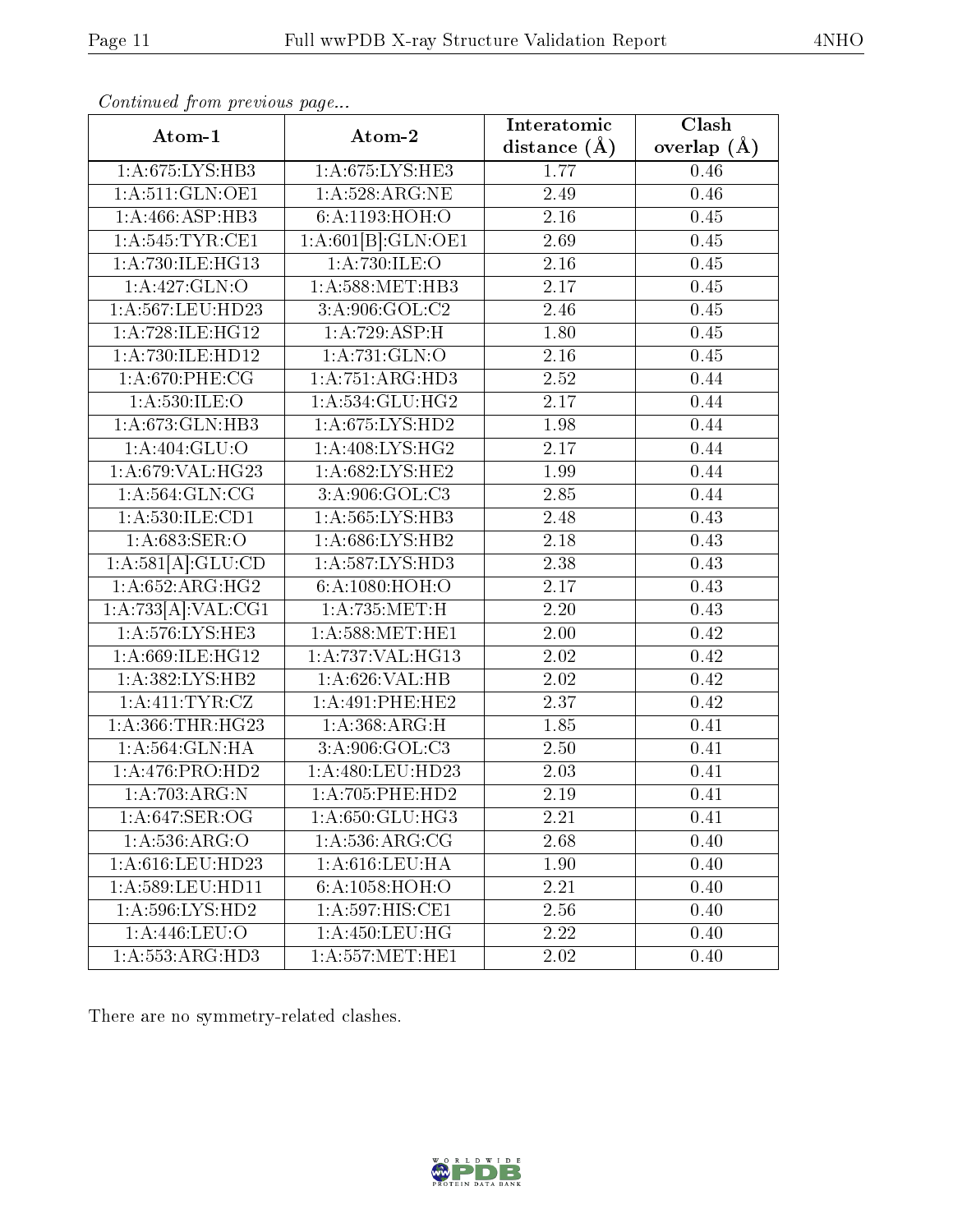*Continued from previous page...*

| Atom-1 | Atom-2 | Interatomic distance (Å) | Clash overlap (Å) |
|---|---|---|---|
| 1:A:675:LYS:HB3 | 1:A:675:LYS:HE3 | 1.77 | 0.46 |
| 1:A:511:GLN:OE1 | 1:A:528:ARG:NE | 2.49 | 0.46 |
| 1:A:466:ASP:HB3 | 6:A:1193:HOH:O | 2.16 | 0.45 |
| 1:A:545:TYR:CE1 | 1:A:601[B]:GLN:OE1 | 2.69 | 0.45 |
| 1:A:730:ILE:HG13 | 1:A:730:ILE:O | 2.16 | 0.45 |
| 1:A:427:GLN:O | 1:A:588:MET:HB3 | 2.17 | 0.45 |
| 1:A:567:LEU:HD23 | 3:A:906:GOL:C2 | 2.46 | 0.45 |
| 1:A:728:ILE:HG12 | 1:A:729:ASP:H | 1.80 | 0.45 |
| 1:A:730:ILE:HD12 | 1:A:731:GLN:O | 2.16 | 0.45 |
| 1:A:670:PHE:CG | 1:A:751:ARG:HD3 | 2.52 | 0.44 |
| 1:A:530:ILE:O | 1:A:534:GLU:HG2 | 2.17 | 0.44 |
| 1:A:673:GLN:HB3 | 1:A:675:LYS:HD2 | 1.98 | 0.44 |
| 1:A:404:GLU:O | 1:A:408:LYS:HG2 | 2.17 | 0.44 |
| 1:A:679:VAL:HG23 | 1:A:682:LYS:HE2 | 1.99 | 0.44 |
| 1:A:564:GLN:CG | 3:A:906:GOL:C3 | 2.85 | 0.44 |
| 1:A:530:ILE:CD1 | 1:A:565:LYS:HB3 | 2.48 | 0.43 |
| 1:A:683:SER:O | 1:A:686:LYS:HB2 | 2.18 | 0.43 |
| 1:A:581[A]:GLU:CD | 1:A:587:LYS:HD3 | 2.38 | 0.43 |
| 1:A:652:ARG:HG2 | 6:A:1080:HOH:O | 2.17 | 0.43 |
| 1:A:733[A]:VAL:CG1 | 1:A:735:MET:H | 2.20 | 0.43 |
| 1:A:576:LYS:HE3 | 1:A:588:MET:HE1 | 2.00 | 0.42 |
| 1:A:669:ILE:HG12 | 1:A:737:VAL:HG13 | 2.02 | 0.42 |
| 1:A:382:LYS:HB2 | 1:A:626:VAL:HB | 2.02 | 0.42 |
| 1:A:411:TYR:CZ | 1:A:491:PHE:HE2 | 2.37 | 0.42 |
| 1:A:366:THR:HG23 | 1:A:368:ARG:H | 1.85 | 0.41 |
| 1:A:564:GLN:HA | 3:A:906:GOL:C3 | 2.50 | 0.41 |
| 1:A:476:PRO:HD2 | 1:A:480:LEU:HD23 | 2.03 | 0.41 |
| 1:A:703:ARG:N | 1:A:705:PHE:HD2 | 2.19 | 0.41 |
| 1:A:647:SER:OG | 1:A:650:GLU:HG3 | 2.21 | 0.41 |
| 1:A:536:ARG:O | 1:A:536:ARG:CG | 2.68 | 0.40 |
| 1:A:616:LEU:HD23 | 1:A:616:LEU:HA | 1.90 | 0.40 |
| 1:A:589:LEU:HD11 | 6:A:1058:HOH:O | 2.21 | 0.40 |
| 1:A:596:LYS:HD2 | 1:A:597:HIS:CE1 | 2.56 | 0.40 |
| 1:A:446:LEU:O | 1:A:450:LEU:HG | 2.22 | 0.40 |
| 1:A:553:ARG:HD3 | 1:A:557:MET:HE1 | 2.02 | 0.40 |

There are no symmetry-related clashes.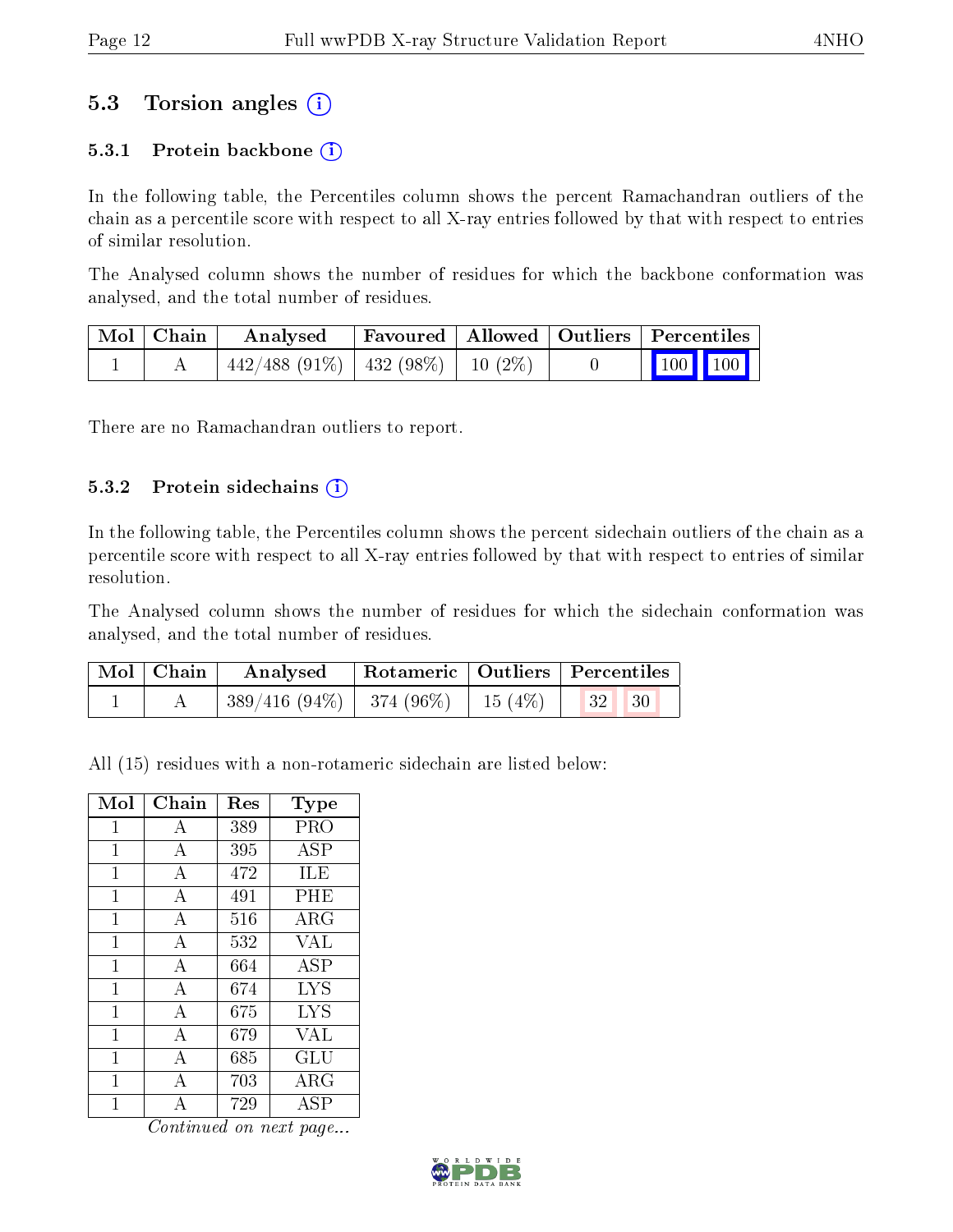## 5.3 Torsion angles

### 5.3.1 Protein backbone

In the following table, the Percentiles column shows the percent Ramachandran outliers of the chain as a percentile score with respect to all X-ray entries followed by that with respect to entries of similar resolution.

The Analysed column shows the number of residues for which the backbone conformation was analysed, and the total number of residues.

| Mol | Chain | Analysed | Favoured | Allowed | Outliers | Percentiles | |
|---|---|---|---|---|---|---|---|
| 1 | A | 442/488 (91%) | 432 (98%) | 10 (2%) | 0 | 100 | 100 |

There are no Ramachandran outliers to report.

### 5.3.2 Protein sidechains

In the following table, the Percentiles column shows the percent sidechain outliers of the chain as a percentile score with respect to all X-ray entries followed by that with respect to entries of similar resolution.

The Analysed column shows the number of residues for which the sidechain conformation was analysed, and the total number of residues.

| Mol | Chain | Analysed | Rotameric | Outliers | Percentiles | |
|---|---|---|---|---|---|---|
| 1 | A | 389/416 (94%) | 374 (96%) | 15 (4%) | 32 | 30 |

All (15) residues with a non-rotameric sidechain are listed below:

| Mol | Chain | Res | Type |
|---|---|---|---|
| 1 | A | 389 | PRO |
| 1 | A | 395 | ASP |
| 1 | A | 472 | ILE |
| 1 | A | 491 | PHE |
| 1 | A | 516 | ARG |
| 1 | A | 532 | VAL |
| 1 | A | 664 | ASP |
| 1 | A | 674 | LYS |
| 1 | A | 675 | LYS |
| 1 | A | 679 | VAL |
| 1 | A | 685 | GLU |
| 1 | A | 703 | ARG |
| 1 | A | 729 | ASP |

*Continued on next page...*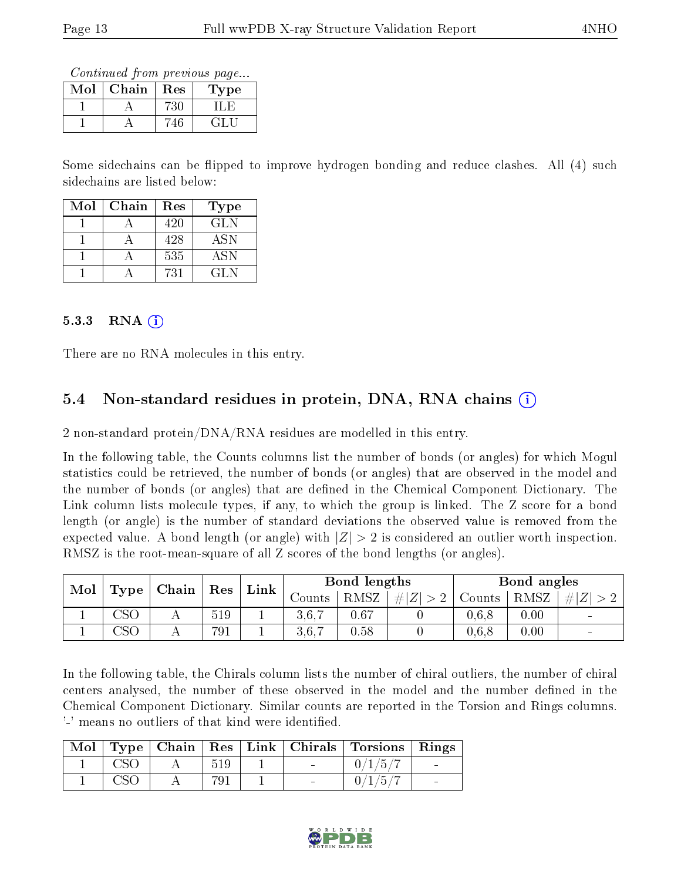*Continued from previous page...*

| Mol | Chain | Res | Type |
|---|---|---|---|
| 1 | A | 730 | ILE |
| 1 | A | 746 | GLU |

Some sidechains can be flipped to improve hydrogen bonding and reduce clashes. All (4) such sidechains are listed below:

| Mol | Chain | Res | Type |
|---|---|---|---|
| 1 | A | 420 | GLN |
| 1 | A | 428 | ASN |
| 1 | A | 535 | ASN |
| 1 | A | 731 | GLN |

#### 5.3.3 RNA

There are no RNA molecules in this entry.

### 5.4 Non-standard residues in protein, DNA, RNA chains

2 non-standard protein/DNA/RNA residues are modelled in this entry.

In the following table, the Counts columns list the number of bonds (or angles) for which Mogul statistics could be retrieved, the number of bonds (or angles) that are observed in the model and the number of bonds (or angles) that are defined in the Chemical Component Dictionary. The Link column lists molecule types, if any, to which the group is linked. The Z score for a bond length (or angle) is the number of standard deviations the observed value is removed from the expected value. A bond length (or angle) with $|Z| > 2$ is considered an outlier worth inspection. RMSZ is the root-mean-square of all Z scores of the bond lengths (or angles).

| Mol | Type | Chain | Res | Link | Bond lengths | | | Bond angles | | |
|---|---|---|---|---|---|---|---|---|---|---|
| | | | | | Counts | RMSZ | $\#\|Z\| > 2$ | Counts | RMSZ | $\#\|Z\| > 2$ |
| 1 | CSO | A | 519 | 1 | 3,6,7 | 0.67 | 0 | 0,6,8 | 0.00 | - |
| 1 | CSO | A | 791 | 1 | 3,6,7 | 0.58 | 0 | 0,6,8 | 0.00 | - |

In the following table, the Chirals column lists the number of chiral outliers, the number of chiral centers analysed, the number of these observed in the model and the number defined in the Chemical Component Dictionary. Similar counts are reported in the Torsion and Rings columns. '-' means no outliers of that kind were identified.

| Mol | Type | Chain | Res | Link | Chirals | Torsions | Rings |
|---|---|---|---|---|---|---|---|
| 1 | CSO | A | 519 | 1 | - | 0/1/5/7 | - |
| 1 | CSO | A | 791 | 1 | - | 0/1/5/7 | - |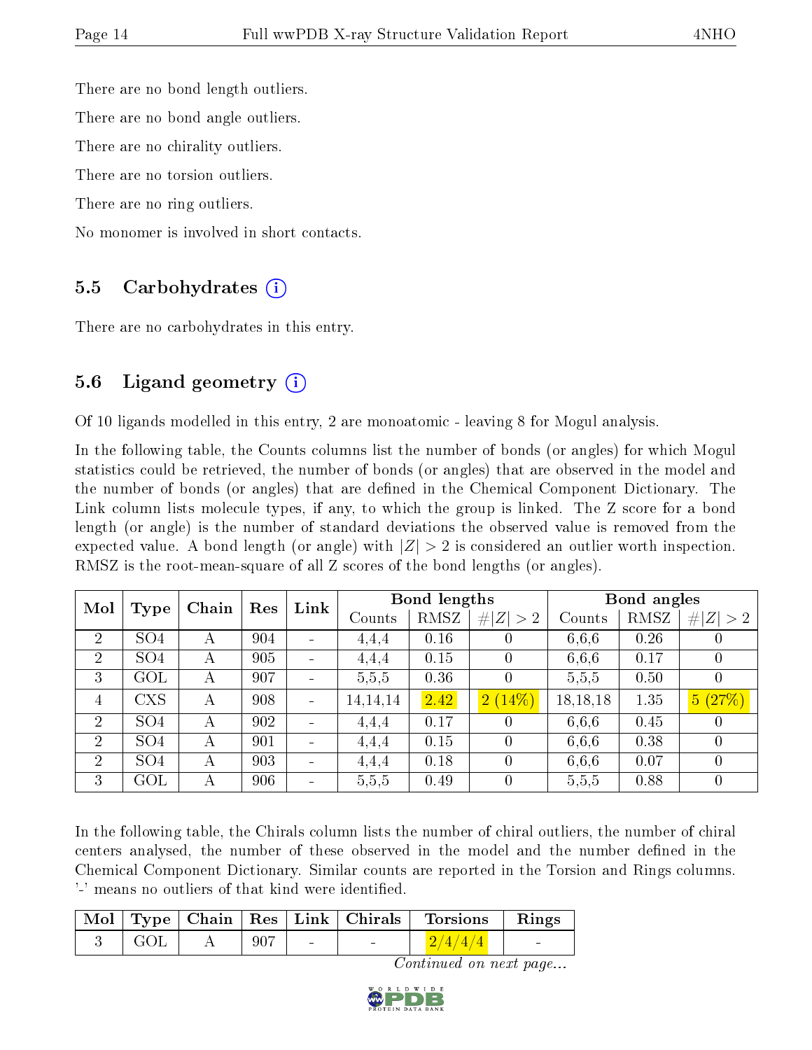There are no bond length outliers.

There are no bond angle outliers.

There are no chirality outliers.

There are no torsion outliers.

There are no ring outliers.

No monomer is involved in short contacts.

### 5.5 Carbohydrates (i)

There are no carbohydrates in this entry.

### 5.6 Ligand geometry (i)

Of 10 ligands modelled in this entry, 2 are monoatomic - leaving 8 for Mogul analysis.

In the following table, the Counts columns list the number of bonds (or angles) for which Mogul statistics could be retrieved, the number of bonds (or angles) that are observed in the model and the number of bonds (or angles) that are defined in the Chemical Component Dictionary. The Link column lists molecule types, if any, to which the group is linked. The Z score for a bond length (or angle) is the number of standard deviations the observed value is removed from the expected value. A bond length (or angle) with $|Z| > 2$ is considered an outlier worth inspection. RMSZ is the root-mean-square of all Z scores of the bond lengths (or angles).

| Mol | Type | Chain | Res | Link | Bond lengths | | | Bond angles | | |
|---|---|---|---|---|---|---|---|---|---|---|
| | | | | | Counts | RMSZ | #\|Z\| > 2 | Counts | RMSZ | #\|Z\| > 2 |
| 2 | SO4 | A | 904 | - | 4,4,4 | 0.16 | 0 | 6,6,6 | 0.26 | 0 |
| 2 | SO4 | A | 905 | - | 4,4,4 | 0.15 | 0 | 6,6,6 | 0.17 | 0 |
| 3 | GOL | A | 907 | - | 5,5,5 | 0.36 | 0 | 5,5,5 | 0.50 | 0 |
| 4 | CXS | A | 908 | - | 14,14,14 | 2.42 | 2 (14%) | 18,18,18 | 1.35 | 5 (27%) |
| 2 | SO4 | A | 902 | - | 4,4,4 | 0.17 | 0 | 6,6,6 | 0.45 | 0 |
| 2 | SO4 | A | 901 | - | 4,4,4 | 0.15 | 0 | 6,6,6 | 0.38 | 0 |
| 2 | SO4 | A | 903 | - | 4,4,4 | 0.18 | 0 | 6,6,6 | 0.07 | 0 |
| 3 | GOL | A | 906 | - | 5,5,5 | 0.49 | 0 | 5,5,5 | 0.88 | 0 |

In the following table, the Chirals column lists the number of chiral outliers, the number of chiral centers analysed, the number of these observed in the model and the number defined in the Chemical Component Dictionary. Similar counts are reported in the Torsion and Rings columns. '-' means no outliers of that kind were identified.

| Mol | Type | Chain | Res | Link | Chirals | Torsions | Rings |
|---|---|---|---|---|---|---|---|
| 3 | GOL | A | 907 | - | - | 2/4/4/4 | - |

*Continued on next page...*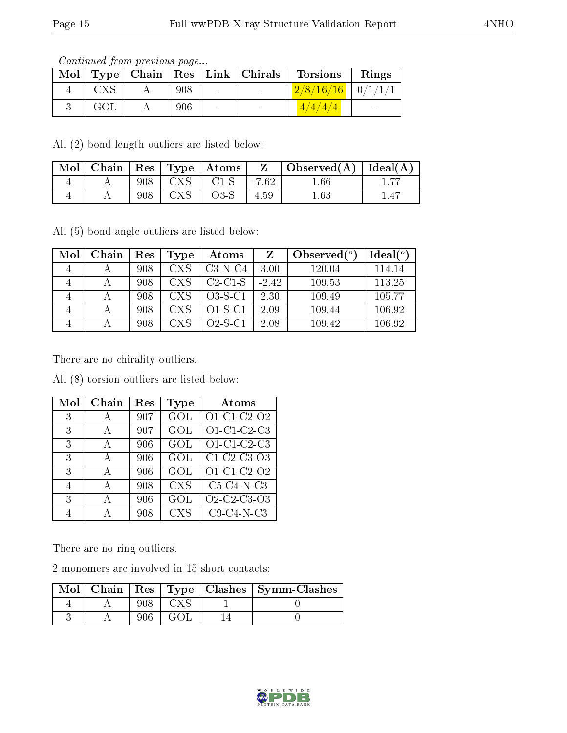*Continued from previous page...*

| Mol | Type | Chain | Res | Link | Chirals | Torsions | Rings |
|---|---|---|---|---|---|---|---|
| 4 | CXS | A | 908 | - | - | 2/8/16/16 | 0/1/1/1 |
| 3 | GOL | A | 906 | - | - | 4/4/4/4 | - |

All (2) bond length outliers are listed below:

| Mol | Chain | Res | Type | Atoms | Z | Observed(Å) | Ideal(Å) |
|---|---|---|---|---|---|---|---|
| 4 | A | 908 | CXS | C1-S | -7.62 | 1.66 | 1.77 |
| 4 | A | 908 | CXS | O3-S | 4.59 | 1.63 | 1.47 |

All (5) bond angle outliers are listed below:

| Mol | Chain | Res | Type | Atoms | Z | Observed($^o$) | Ideal($^o$) |
|---|---|---|---|---|---|---|---|
| 4 | A | 908 | CXS | C3-N-C4 | 3.00 | 120.04 | 114.14 |
| 4 | A | 908 | CXS | C2-C1-S | -2.42 | 109.53 | 113.25 |
| 4 | A | 908 | CXS | O3-S-C1 | 2.30 | 109.49 | 105.77 |
| 4 | A | 908 | CXS | O1-S-C1 | 2.09 | 109.44 | 106.92 |
| 4 | A | 908 | CXS | O2-S-C1 | 2.08 | 109.42 | 106.92 |

There are no chirality outliers.

All (8) torsion outliers are listed below:

| Mol | Chain | Res | Type | Atoms |
|---|---|---|---|---|
| 3 | A | 907 | GOL | O1-C1-C2-O2 |
| 3 | A | 907 | GOL | O1-C1-C2-C3 |
| 3 | A | 906 | GOL | O1-C1-C2-C3 |
| 3 | A | 906 | GOL | C1-C2-C3-O3 |
| 3 | A | 906 | GOL | O1-C1-C2-O2 |
| 4 | A | 908 | CXS | C5-C4-N-C3 |
| 3 | A | 906 | GOL | O2-C2-C3-O3 |
| 4 | A | 908 | CXS | C9-C4-N-C3 |

There are no ring outliers.

2 monomers are involved in 15 short contacts:

| Mol | Chain | Res | Type | Clashes | Symm-Clashes |
|---|---|---|---|---|---|
| 4 | A | 908 | CXS | 1 | 0 |
| 3 | A | 906 | GOL | 14 | 0 |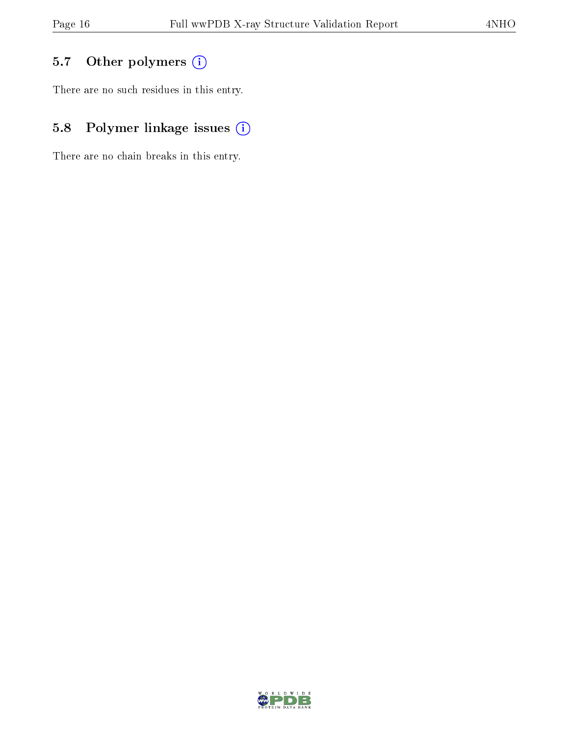### 5.7 Other polymers

There are no such residues in this entry.

### 5.8 Polymer linkage issues

There are no chain breaks in this entry.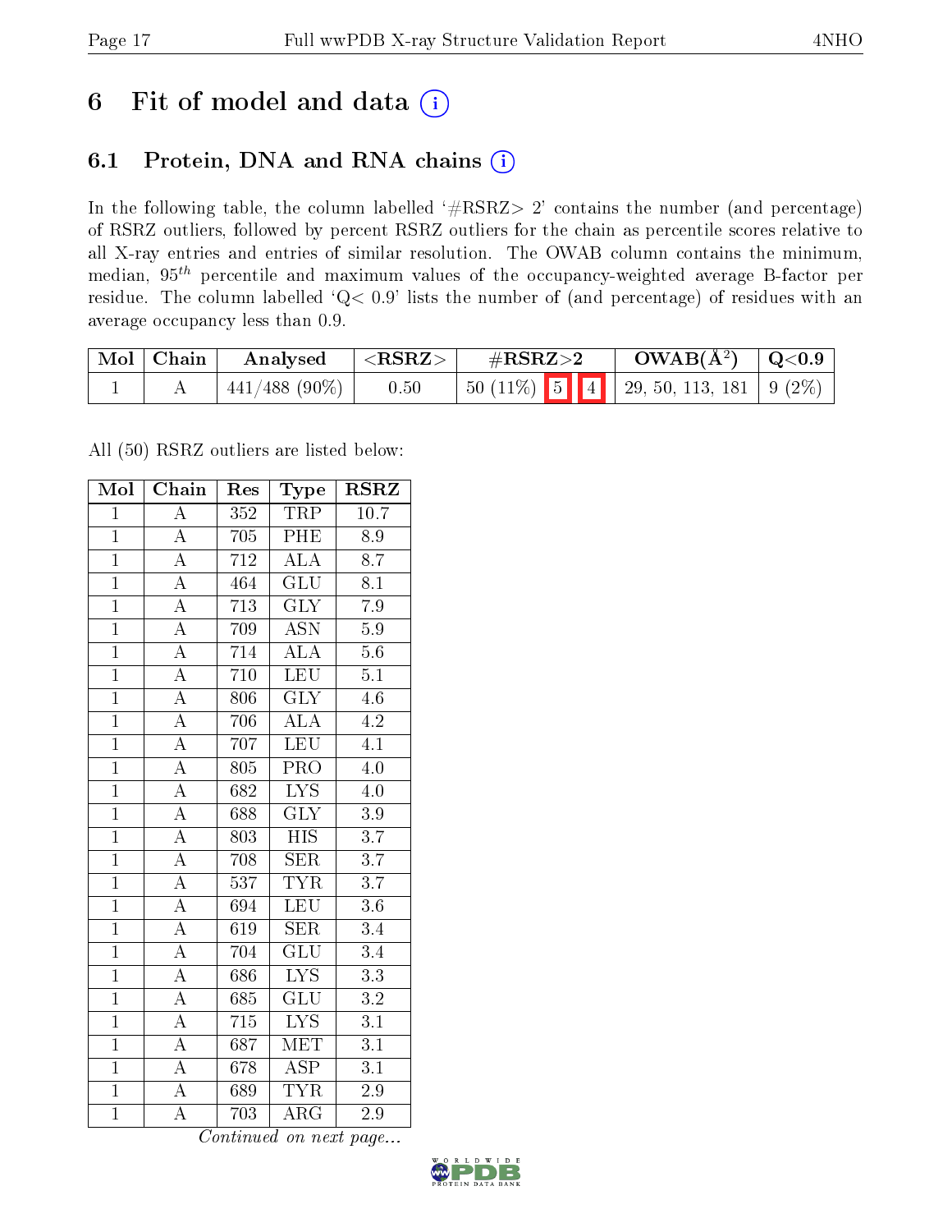# 6 Fit of model and data (i)

## 6.1 Protein, DNA and RNA chains (i)

In the following table, the column labelled '#RSRZ> 2' contains the number (and percentage) of RSRZ outliers, followed by percent RSRZ outliers for the chain as percentile scores relative to all X-ray entries and entries of similar resolution. The OWAB column contains the minimum, median, $95^{th}$ percentile and maximum values of the occupancy-weighted average B-factor per residue. The column labelled 'Q< 0.9' lists the number of (and percentage) of residues with an average occupancy less than 0.9.

| Mol | Chain | Analysed | <RSRZ> | #RSRZ>2 | OWAB(Å$^2$) | Q<0.9 |
|---|---|---|---|---|---|---|
| 1 | A | 441/488 (90%) | 0.50 | 50 (11%) 5 4 | 29, 50, 113, 181 | 9 (2%) |

All (50) RSRZ outliers are listed below:

| Mol | Chain | Res | Type | RSRZ |
|---|---|---|---|---|
| 1 | A | 352 | TRP | 10.7 |
| 1 | A | 705 | PHE | 8.9 |
| 1 | A | 712 | ALA | 8.7 |
| 1 | A | 464 | GLU | 8.1 |
| 1 | A | 713 | GLY | 7.9 |
| 1 | A | 709 | ASN | 5.9 |
| 1 | A | 714 | ALA | 5.6 |
| 1 | A | 710 | LEU | 5.1 |
| 1 | A | 806 | GLY | 4.6 |
| 1 | A | 706 | ALA | 4.2 |
| 1 | A | 707 | LEU | 4.1 |
| 1 | A | 805 | PRO | 4.0 |
| 1 | A | 682 | LYS | 4.0 |
| 1 | A | 688 | GLY | 3.9 |
| 1 | A | 803 | HIS | 3.7 |
| 1 | A | 708 | SER | 3.7 |
| 1 | A | 537 | TYR | 3.7 |
| 1 | A | 694 | LEU | 3.6 |
| 1 | A | 619 | SER | 3.4 |
| 1 | A | 704 | GLU | 3.4 |
| 1 | A | 686 | LYS | 3.3 |
| 1 | A | 685 | GLU | 3.2 |
| 1 | A | 715 | LYS | 3.1 |
| 1 | A | 687 | MET | 3.1 |
| 1 | A | 678 | ASP | 3.1 |
| 1 | A | 689 | TYR | 2.9 |
| 1 | A | 703 | ARG | 2.9 |

*Continued on next page...*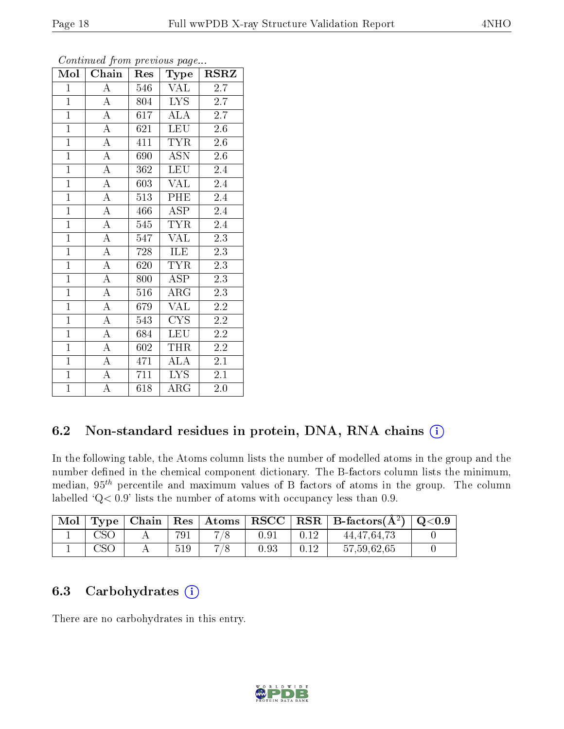*Continued from previous page...*

| Mol | Chain | Res | Type | RSRZ |
|---|---|---|---|---|
| 1 | A | 546 | VAL | 2.7 |
| 1 | A | 804 | LYS | 2.7 |
| 1 | A | 617 | ALA | 2.7 |
| 1 | A | 621 | LEU | 2.6 |
| 1 | A | 411 | TYR | 2.6 |
| 1 | A | 690 | ASN | 2.6 |
| 1 | A | 362 | LEU | 2.4 |
| 1 | A | 603 | VAL | 2.4 |
| 1 | A | 513 | PHE | 2.4 |
| 1 | A | 466 | ASP | 2.4 |
| 1 | A | 545 | TYR | 2.4 |
| 1 | A | 547 | VAL | 2.3 |
| 1 | A | 728 | ILE | 2.3 |
| 1 | A | 620 | TYR | 2.3 |
| 1 | A | 800 | ASP | 2.3 |
| 1 | A | 516 | ARG | 2.3 |
| 1 | A | 679 | VAL | 2.2 |
| 1 | A | 543 | CYS | 2.2 |
| 1 | A | 684 | LEU | 2.2 |
| 1 | A | 602 | THR | 2.2 |
| 1 | A | 471 | ALA | 2.1 |
| 1 | A | 711 | LYS | 2.1 |
| 1 | A | 618 | ARG | 2.0 |

## 6.2 Non-standard residues in protein, DNA, RNA chains

In the following table, the Atoms column lists the number of modelled atoms in the group and the number defined in the chemical component dictionary. The B-factors column lists the minimum, median, $95^{th}$ percentile and maximum values of B factors of atoms in the group. The column labelled 'Q< 0.9' lists the number of atoms with occupancy less than 0.9.

| Mol | Type | Chain | Res | Atoms | RSCC | RSR | B-factors($Å^2$) | Q<0.9 |
|---|---|---|---|---|---|---|---|---|
| 1 | CSO | A | 791 | 7/8 | 0.91 | 0.12 | 44,47,64,73 | 0 |
| 1 | CSO | A | 519 | 7/8 | 0.93 | 0.12 | 57,59,62,65 | 0 |

## 6.3 Carbohydrates

There are no carbohydrates in this entry.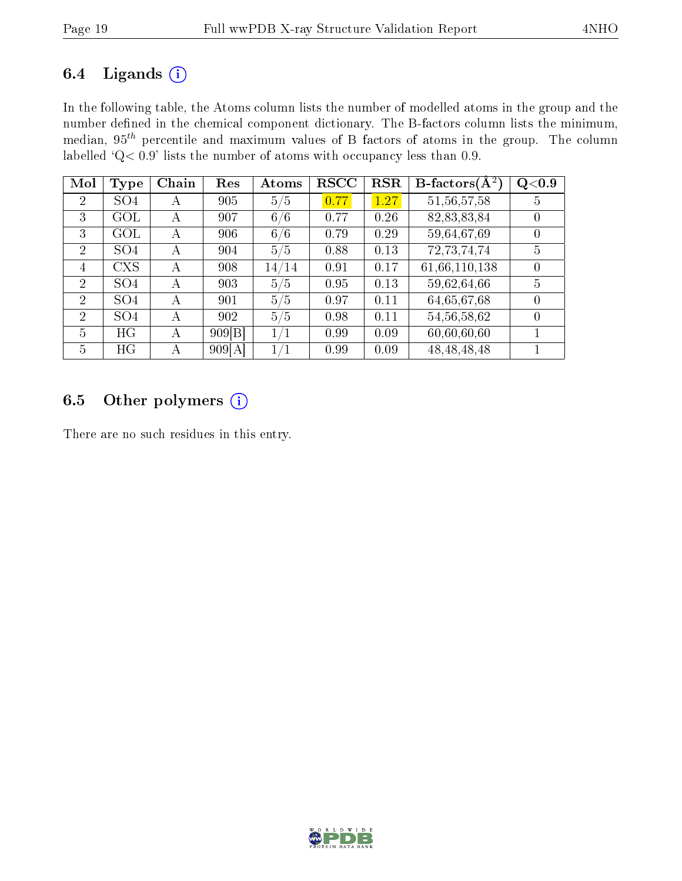## 6.4 Ligands (i)

In the following table, the Atoms column lists the number of modelled atoms in the group and the number defined in the chemical component dictionary. The B-factors column lists the minimum, median, $95^{th}$ percentile and maximum values of B factors of atoms in the group. The column labelled 'Q< 0.9' lists the number of atoms with occupancy less than 0.9.

| Mol | Type | Chain | Res | Atoms | RSCC | RSR | B-factors(Å$^2$) | Q<0.9 |
|---|---|---|---|---|---|---|---|---|
| 2 | SO4 | A | 905 | 5/5 | 0.77 | 1.27 | 51,56,57,58 | 5 |
| 3 | GOL | A | 907 | 6/6 | 0.77 | 0.26 | 82,83,83,84 | 0 |
| 3 | GOL | A | 906 | 6/6 | 0.79 | 0.29 | 59,64,67,69 | 0 |
| 2 | SO4 | A | 904 | 5/5 | 0.88 | 0.13 | 72,73,74,74 | 5 |
| 4 | CXS | A | 908 | 14/14 | 0.91 | 0.17 | 61,66,110,138 | 0 |
| 2 | SO4 | A | 903 | 5/5 | 0.95 | 0.13 | 59,62,64,66 | 5 |
| 2 | SO4 | A | 901 | 5/5 | 0.97 | 0.11 | 64,65,67,68 | 0 |
| 2 | SO4 | A | 902 | 5/5 | 0.98 | 0.11 | 54,56,58,62 | 0 |
| 5 | HG | A | 909[B] | 1/1 | 0.99 | 0.09 | 60,60,60,60 | 1 |
| 5 | HG | A | 909[A] | 1/1 | 0.99 | 0.09 | 48,48,48,48 | 1 |

## 6.5 Other polymers (i)

There are no such residues in this entry.